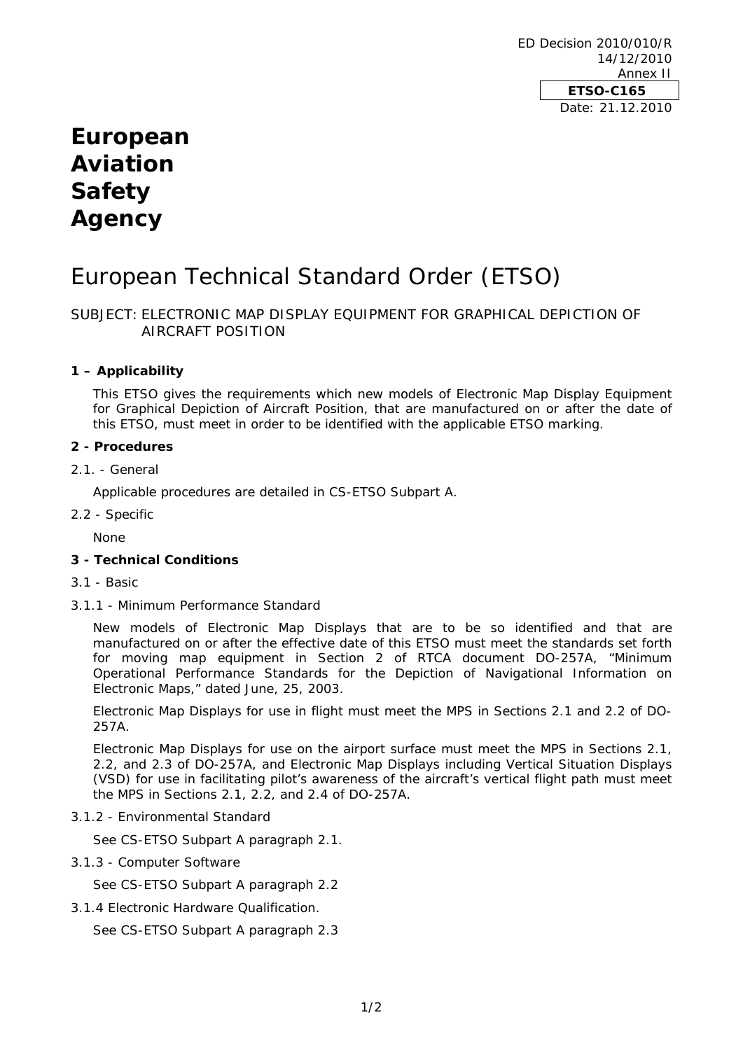ED Decision 2010/010/R
14/12/2010
Annex II

**ETSO-C165**

Date: 21.12.2010

# European Aviation Safety Agency

# European Technical Standard Order (ETSO)

SUBJECT: ELECTRONIC MAP DISPLAY EQUIPMENT FOR GRAPHICAL DEPICTION OF AIRCRAFT POSITION

### 1 – Applicability

This ETSO gives the requirements which new models of Electronic Map Display Equipment for Graphical Depiction of Aircraft Position, that are manufactured on or after the date of this ETSO, must meet in order to be identified with the applicable ETSO marking.

### 2 - Procedures

2.1. - General

Applicable procedures are detailed in CS-ETSO Subpart A.

2.2 - Specific

None

### 3 - Technical Conditions

3.1 - Basic

3.1.1 - Minimum Performance Standard

New models of Electronic Map Displays that are to be so identified and that are manufactured on or after the effective date of this ETSO must meet the standards set forth for moving map equipment in Section 2 of RTCA document DO-257A, "Minimum Operational Performance Standards for the Depiction of Navigational Information on Electronic Maps," dated June, 25, 2003.

Electronic Map Displays for use in flight must meet the MPS in Sections 2.1 and 2.2 of DO-257A.

Electronic Map Displays for use on the airport surface must meet the MPS in Sections 2.1, 2.2, and 2.3 of DO-257A, and Electronic Map Displays including Vertical Situation Displays (VSD) for use in facilitating pilot's awareness of the aircraft's vertical flight path must meet the MPS in Sections 2.1, 2.2, and 2.4 of DO-257A.

3.1.2 - Environmental Standard

See CS-ETSO Subpart A paragraph 2.1.

3.1.3 - Computer Software

See CS-ETSO Subpart A paragraph 2.2

3.1.4 Electronic Hardware Qualification.

See CS-ETSO Subpart A paragraph 2.3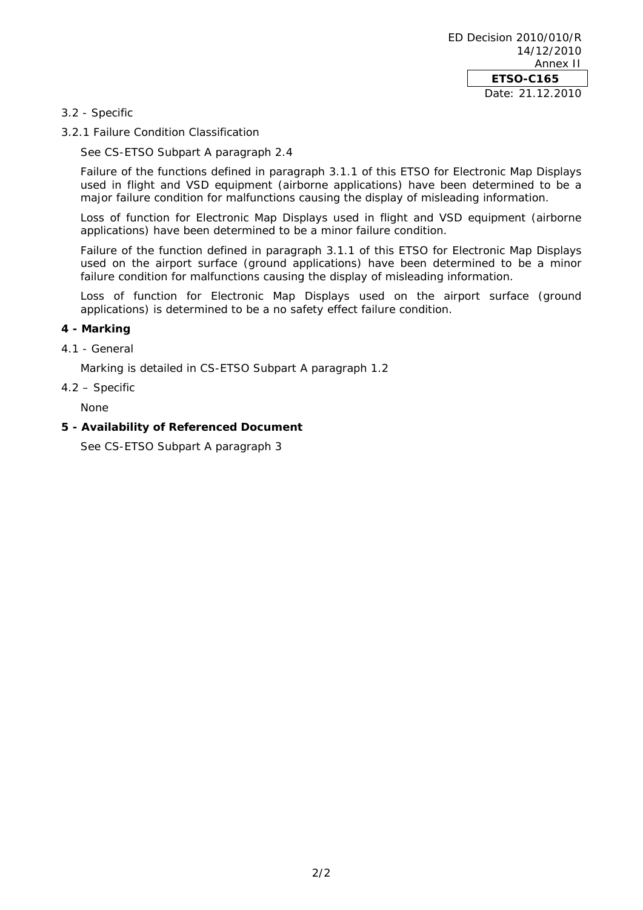3.2 - Specific

3.2.1 Failure Condition Classification

See CS-ETSO Subpart A paragraph 2.4

Failure of the functions defined in paragraph 3.1.1 of this ETSO for Electronic Map Displays used in flight and VSD equipment (airborne applications) have been determined to be a major failure condition for malfunctions causing the display of misleading information.

Loss of function for Electronic Map Displays used in flight and VSD equipment (airborne applications) have been determined to be a minor failure condition.

Failure of the function defined in paragraph 3.1.1 of this ETSO for Electronic Map Displays used on the airport surface (ground applications) have been determined to be a minor failure condition for malfunctions causing the display of misleading information.

Loss of function for Electronic Map Displays used on the airport surface (ground applications) is determined to be a no safety effect failure condition.

**4 - Marking**

4.1 - General

Marking is detailed in CS-ETSO Subpart A paragraph 1.2

4.2 – Specific

None

**5 - Availability of Referenced Document**

See CS-ETSO Subpart A paragraph 3